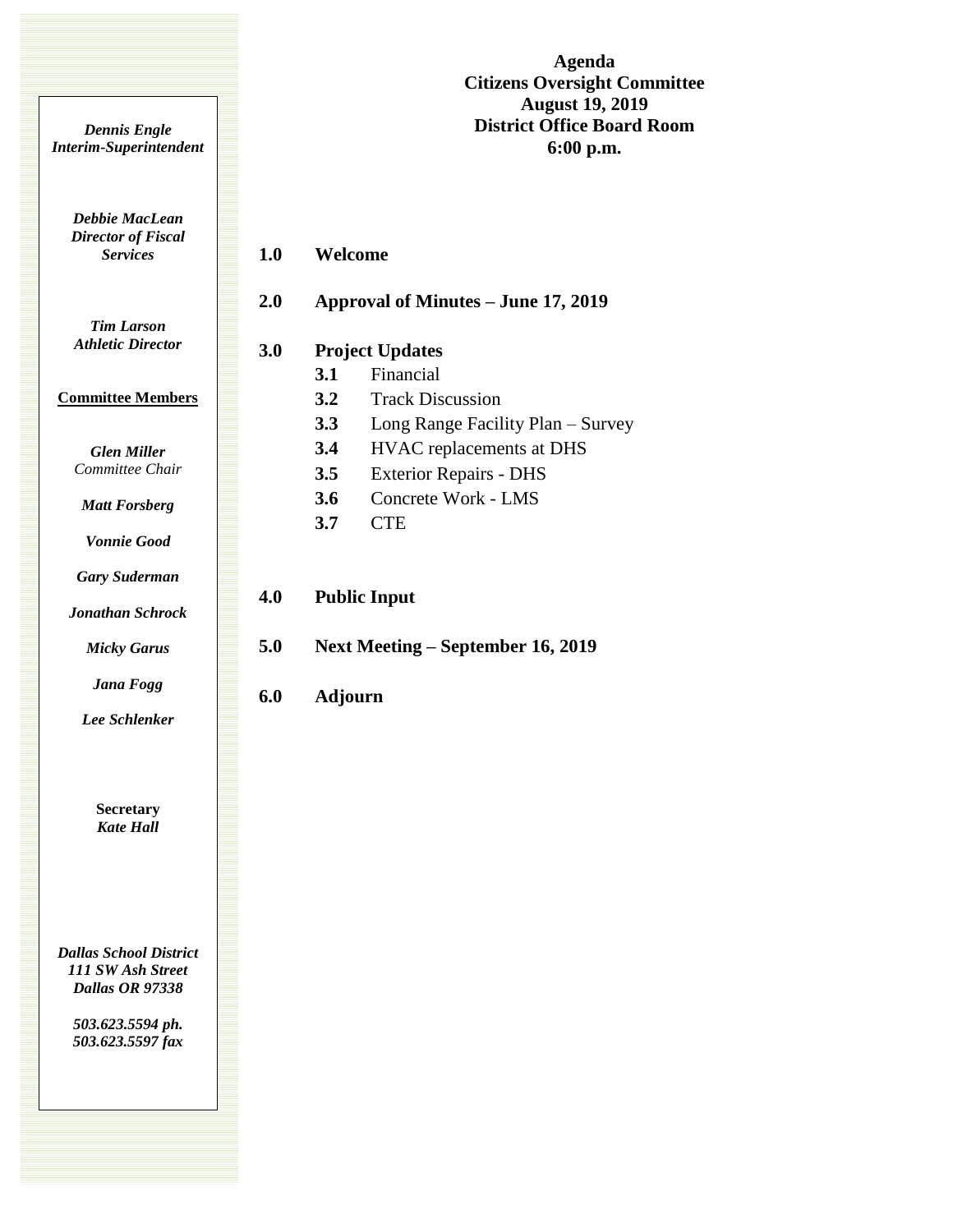# Agenda
## Citizens Oversight Committee
## August 19, 2019
## District Office Board Room
## 6:00 p.m.

***Dennis Engle***
***Interim-Superintendent***

***Debbie MacLean***
***Director of Fiscal Services***

***Tim Larson***
***Athletic Director***

**Committee Members**

***Glen Miller***
*Committee Chair*

***Matt Forsberg***

***Vonnie Good***

***Gary Suderman***

***Jonathan Schrock***

***Micky Garus***

***Jana Fogg***

***Lee Schlenker***

**Secretary**
***Kate Hall***

***Dallas School District***
***111 SW Ash Street***
***Dallas OR 97338***

***503.623.5594 ph.***
***503.623.5597 fax***

**1.0 Welcome**

**2.0 Approval of Minutes – June 17, 2019**

**3.0 Project Updates**

- **3.1** Financial
- **3.2** Track Discussion
- **3.3** Long Range Facility Plan – Survey
- **3.4** HVAC replacements at DHS
- **3.5** Exterior Repairs - DHS
- **3.6** Concrete Work - LMS
- **3.7** CTE

**4.0 Public Input**

**5.0 Next Meeting – September 16, 2019**

**6.0 Adjourn**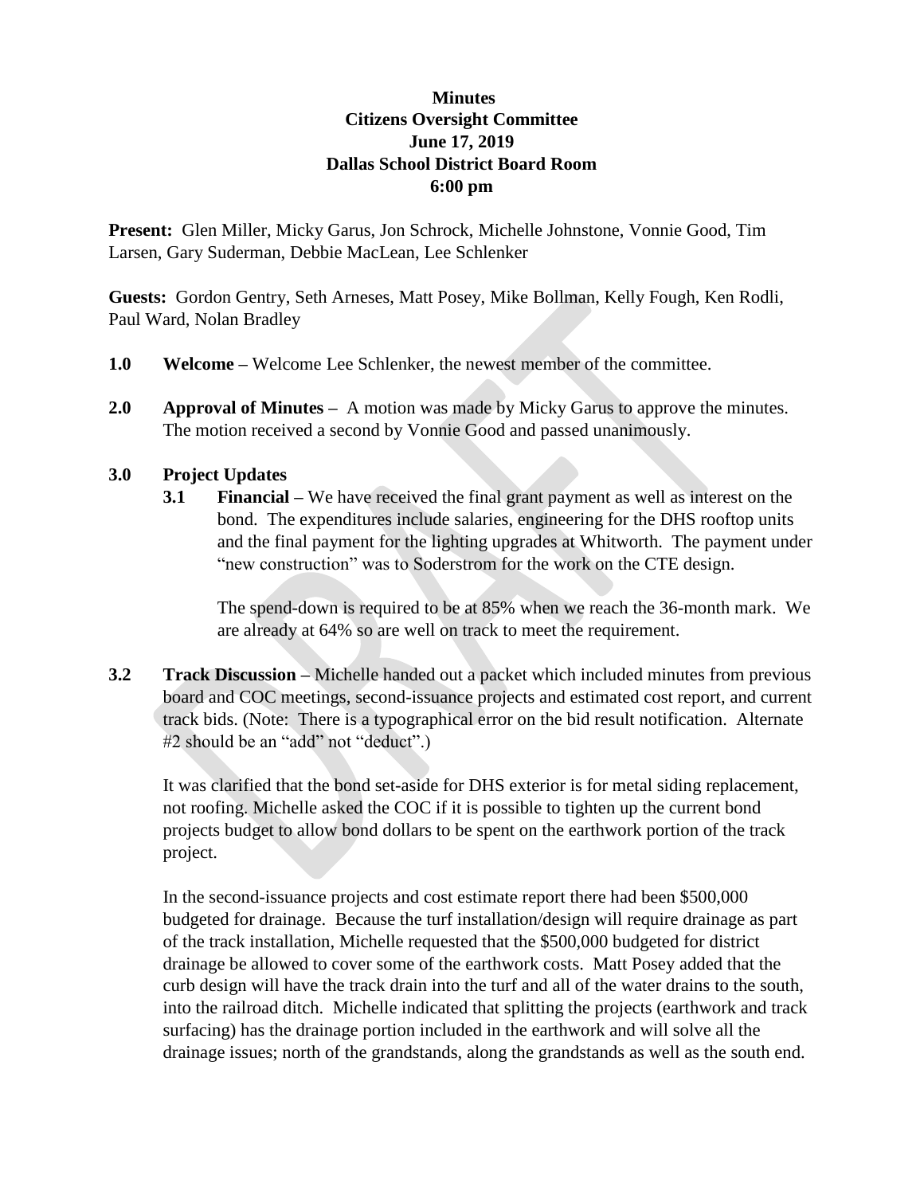**Minutes**
**Citizens Oversight Committee**
**June 17, 2019**
**Dallas School District Board Room**
**6:00 pm**

**Present:** Glen Miller, Micky Garus, Jon Schrock, Michelle Johnstone, Vonnie Good, Tim Larsen, Gary Suderman, Debbie MacLean, Lee Schlenker

**Guests:** Gordon Gentry, Seth Arneses, Matt Posey, Mike Bollman, Kelly Fough, Ken Rodli, Paul Ward, Nolan Bradley

**1.0 Welcome –** Welcome Lee Schlenker, the newest member of the committee.

**2.0 Approval of Minutes –** A motion was made by Micky Garus to approve the minutes. The motion received a second by Vonnie Good and passed unanimously.

**3.0 Project Updates**

**3.1 Financial –** We have received the final grant payment as well as interest on the bond. The expenditures include salaries, engineering for the DHS rooftop units and the final payment for the lighting upgrades at Whitworth. The payment under "new construction" was to Soderstrom for the work on the CTE design.

The spend-down is required to be at 85% when we reach the 36-month mark. We are already at 64% so are well on track to meet the requirement.

**3.2 Track Discussion –** Michelle handed out a packet which included minutes from previous board and COC meetings, second-issuance projects and estimated cost report, and current track bids. (Note: There is a typographical error on the bid result notification. Alternate #2 should be an "add" not "deduct".)

It was clarified that the bond set-aside for DHS exterior is for metal siding replacement, not roofing. Michelle asked the COC if it is possible to tighten up the current bond projects budget to allow bond dollars to be spent on the earthwork portion of the track project.

In the second-issuance projects and cost estimate report there had been $500,000 budgeted for drainage. Because the turf installation/design will require drainage as part of the track installation, Michelle requested that the $500,000 budgeted for district drainage be allowed to cover some of the earthwork costs. Matt Posey added that the curb design will have the track drain into the turf and all of the water drains to the south, into the railroad ditch. Michelle indicated that splitting the projects (earthwork and track surfacing) has the drainage portion included in the earthwork and will solve all the drainage issues; north of the grandstands, along the grandstands as well as the south end.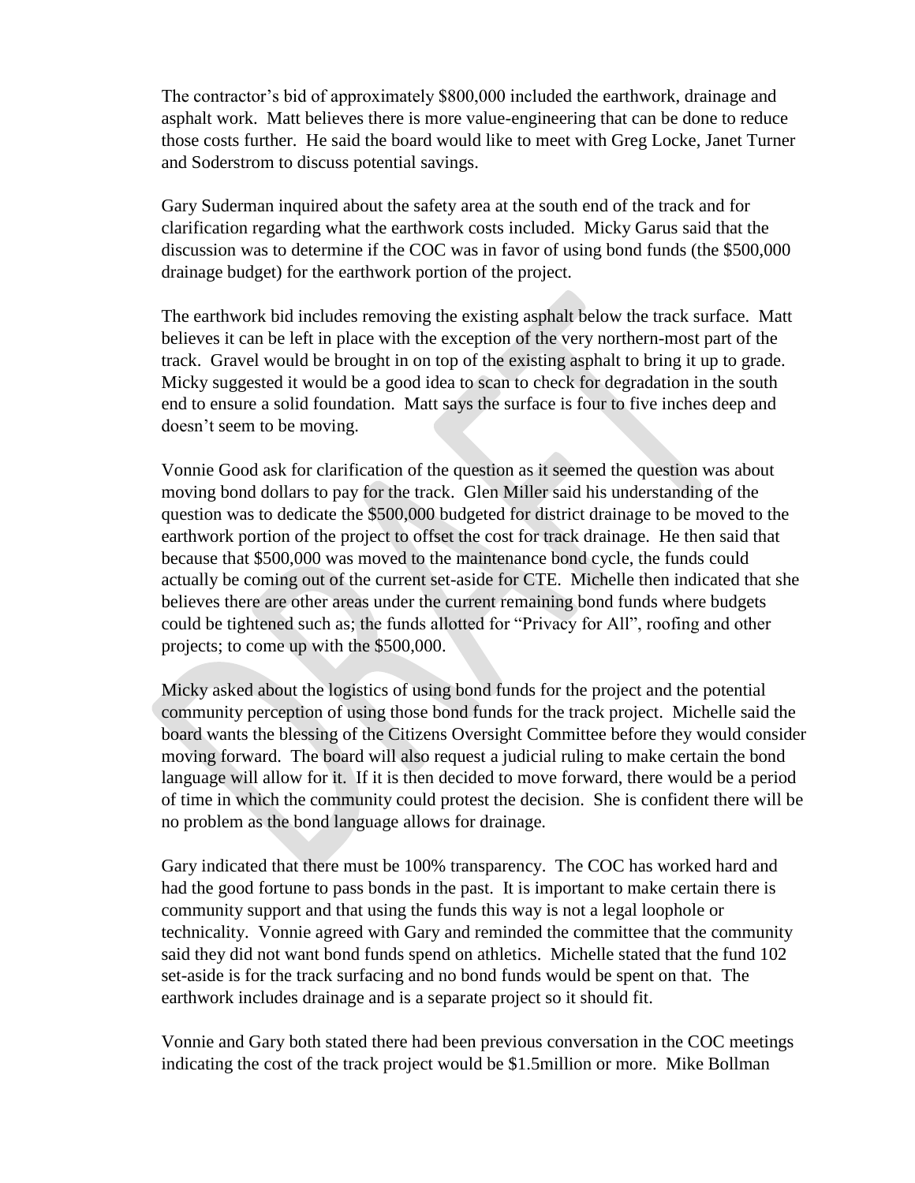The contractor's bid of approximately $800,000 included the earthwork, drainage and asphalt work. Matt believes there is more value-engineering that can be done to reduce those costs further. He said the board would like to meet with Greg Locke, Janet Turner and Soderstrom to discuss potential savings.

Gary Suderman inquired about the safety area at the south end of the track and for clarification regarding what the earthwork costs included. Micky Garus said that the discussion was to determine if the COC was in favor of using bond funds (the $500,000 drainage budget) for the earthwork portion of the project.

The earthwork bid includes removing the existing asphalt below the track surface. Matt believes it can be left in place with the exception of the very northern-most part of the track. Gravel would be brought in on top of the existing asphalt to bring it up to grade. Micky suggested it would be a good idea to scan to check for degradation in the south end to ensure a solid foundation. Matt says the surface is four to five inches deep and doesn't seem to be moving.

Vonnie Good ask for clarification of the question as it seemed the question was about moving bond dollars to pay for the track. Glen Miller said his understanding of the question was to dedicate the $500,000 budgeted for district drainage to be moved to the earthwork portion of the project to offset the cost for track drainage. He then said that because that $500,000 was moved to the maintenance bond cycle, the funds could actually be coming out of the current set-aside for CTE. Michelle then indicated that she believes there are other areas under the current remaining bond funds where budgets could be tightened such as; the funds allotted for "Privacy for All", roofing and other projects; to come up with the $500,000.

Micky asked about the logistics of using bond funds for the project and the potential community perception of using those bond funds for the track project. Michelle said the board wants the blessing of the Citizens Oversight Committee before they would consider moving forward. The board will also request a judicial ruling to make certain the bond language will allow for it. If it is then decided to move forward, there would be a period of time in which the community could protest the decision. She is confident there will be no problem as the bond language allows for drainage.

Gary indicated that there must be 100% transparency. The COC has worked hard and had the good fortune to pass bonds in the past. It is important to make certain there is community support and that using the funds this way is not a legal loophole or technicality. Vonnie agreed with Gary and reminded the committee that the community said they did not want bond funds spend on athletics. Michelle stated that the fund 102 set-aside is for the track surfacing and no bond funds would be spent on that. The earthwork includes drainage and is a separate project so it should fit.

Vonnie and Gary both stated there had been previous conversation in the COC meetings indicating the cost of the track project would be $1.5million or more. Mike Bollman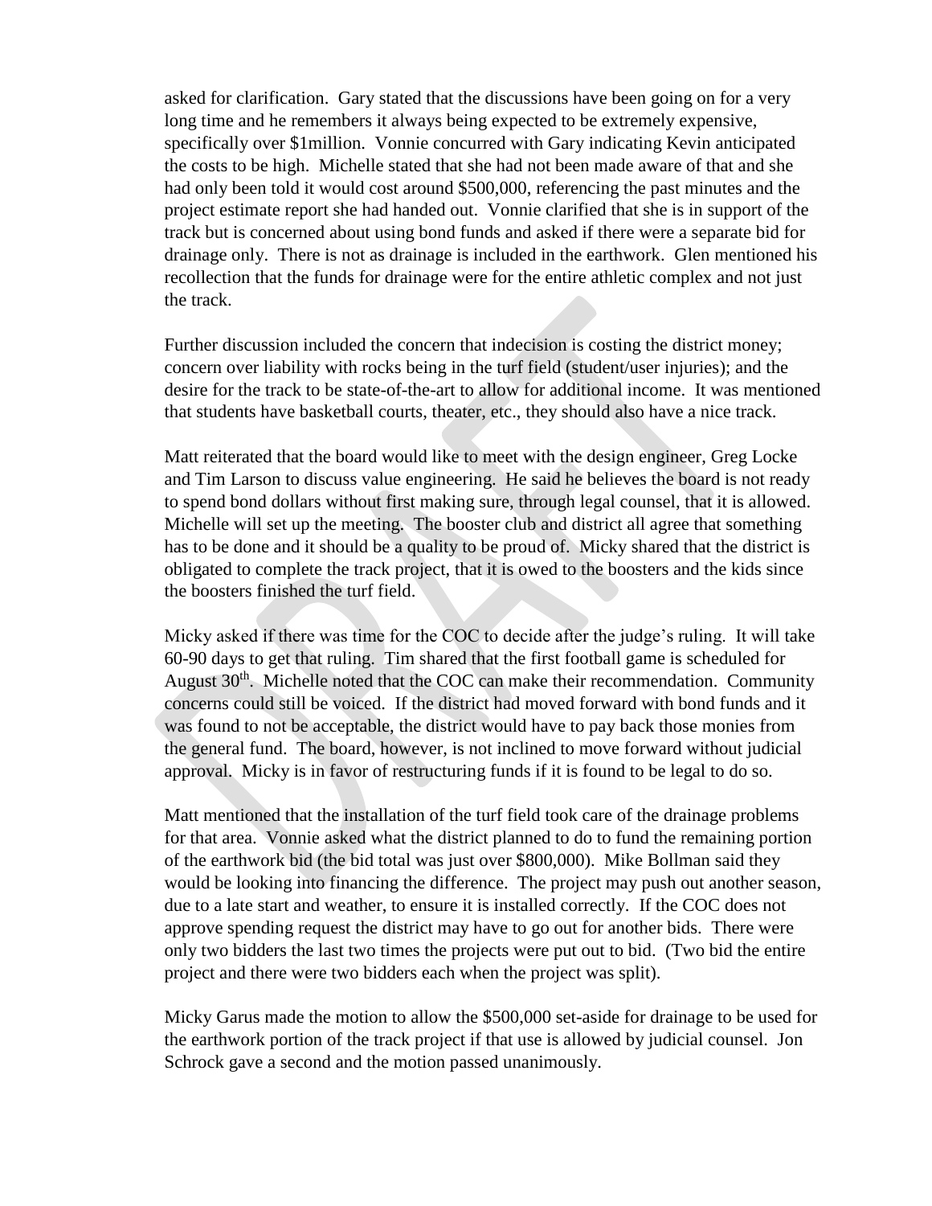asked for clarification. Gary stated that the discussions have been going on for a very long time and he remembers it always being expected to be extremely expensive, specifically over $1million. Vonnie concurred with Gary indicating Kevin anticipated the costs to be high. Michelle stated that she had not been made aware of that and she had only been told it would cost around $500,000, referencing the past minutes and the project estimate report she had handed out. Vonnie clarified that she is in support of the track but is concerned about using bond funds and asked if there were a separate bid for drainage only. There is not as drainage is included in the earthwork. Glen mentioned his recollection that the funds for drainage were for the entire athletic complex and not just the track.

Further discussion included the concern that indecision is costing the district money; concern over liability with rocks being in the turf field (student/user injuries); and the desire for the track to be state-of-the-art to allow for additional income. It was mentioned that students have basketball courts, theater, etc., they should also have a nice track.

Matt reiterated that the board would like to meet with the design engineer, Greg Locke and Tim Larson to discuss value engineering. He said he believes the board is not ready to spend bond dollars without first making sure, through legal counsel, that it is allowed. Michelle will set up the meeting. The booster club and district all agree that something has to be done and it should be a quality to be proud of. Micky shared that the district is obligated to complete the track project, that it is owed to the boosters and the kids since the boosters finished the turf field.

Micky asked if there was time for the COC to decide after the judge's ruling. It will take 60-90 days to get that ruling. Tim shared that the first football game is scheduled for August 30th. Michelle noted that the COC can make their recommendation. Community concerns could still be voiced. If the district had moved forward with bond funds and it was found to not be acceptable, the district would have to pay back those monies from the general fund. The board, however, is not inclined to move forward without judicial approval. Micky is in favor of restructuring funds if it is found to be legal to do so.

Matt mentioned that the installation of the turf field took care of the drainage problems for that area. Vonnie asked what the district planned to do to fund the remaining portion of the earthwork bid (the bid total was just over $800,000). Mike Bollman said they would be looking into financing the difference. The project may push out another season, due to a late start and weather, to ensure it is installed correctly. If the COC does not approve spending request the district may have to go out for another bids. There were only two bidders the last two times the projects were put out to bid. (Two bid the entire project and there were two bidders each when the project was split).

Micky Garus made the motion to allow the $500,000 set-aside for drainage to be used for the earthwork portion of the track project if that use is allowed by judicial counsel. Jon Schrock gave a second and the motion passed unanimously.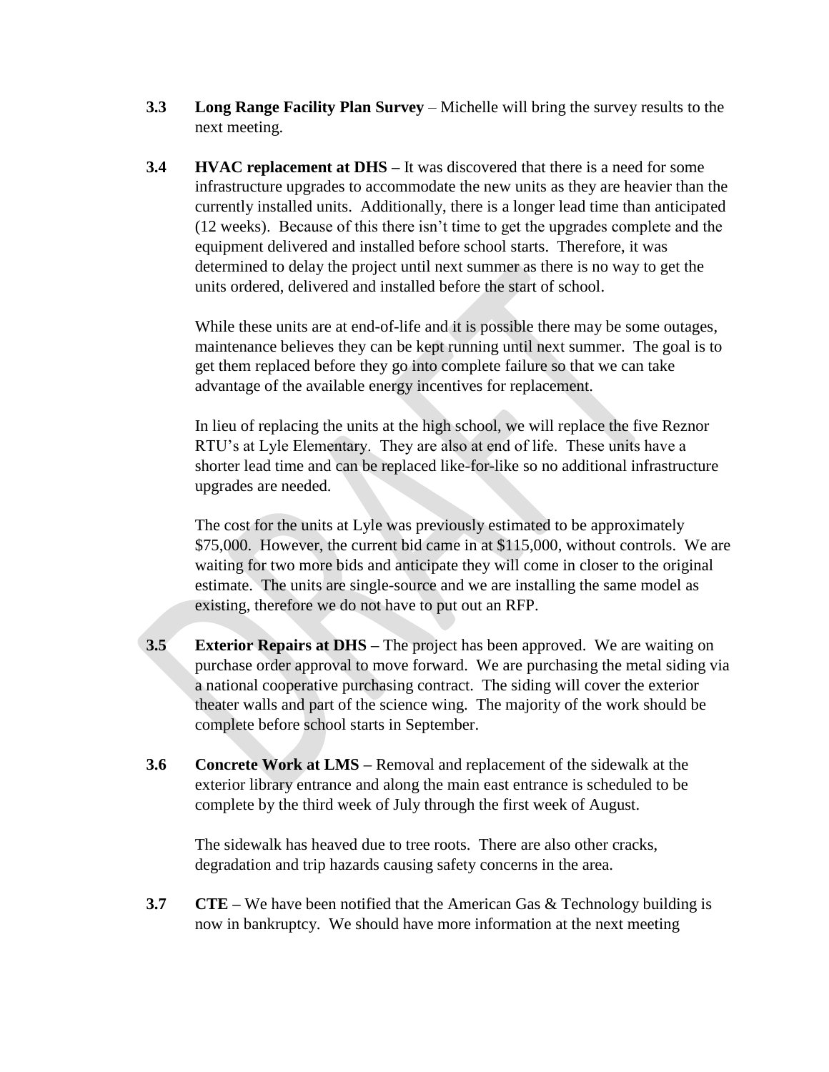**3.3 Long Range Facility Plan Survey** – Michelle will bring the survey results to the next meeting.

**3.4 HVAC replacement at DHS –** It was discovered that there is a need for some infrastructure upgrades to accommodate the new units as they are heavier than the currently installed units. Additionally, there is a longer lead time than anticipated (12 weeks). Because of this there isn't time to get the upgrades complete and the equipment delivered and installed before school starts. Therefore, it was determined to delay the project until next summer as there is no way to get the units ordered, delivered and installed before the start of school.

While these units are at end-of-life and it is possible there may be some outages, maintenance believes they can be kept running until next summer. The goal is to get them replaced before they go into complete failure so that we can take advantage of the available energy incentives for replacement.

In lieu of replacing the units at the high school, we will replace the five Reznor RTU's at Lyle Elementary. They are also at end of life. These units have a shorter lead time and can be replaced like-for-like so no additional infrastructure upgrades are needed.

The cost for the units at Lyle was previously estimated to be approximately $75,000. However, the current bid came in at $115,000, without controls. We are waiting for two more bids and anticipate they will come in closer to the original estimate. The units are single-source and we are installing the same model as existing, therefore we do not have to put out an RFP.

**3.5 Exterior Repairs at DHS –** The project has been approved. We are waiting on purchase order approval to move forward. We are purchasing the metal siding via a national cooperative purchasing contract. The siding will cover the exterior theater walls and part of the science wing. The majority of the work should be complete before school starts in September.

**3.6 Concrete Work at LMS –** Removal and replacement of the sidewalk at the exterior library entrance and along the main east entrance is scheduled to be complete by the third week of July through the first week of August.

The sidewalk has heaved due to tree roots. There are also other cracks, degradation and trip hazards causing safety concerns in the area.

**3.7 CTE –** We have been notified that the American Gas & Technology building is now in bankruptcy. We should have more information at the next meeting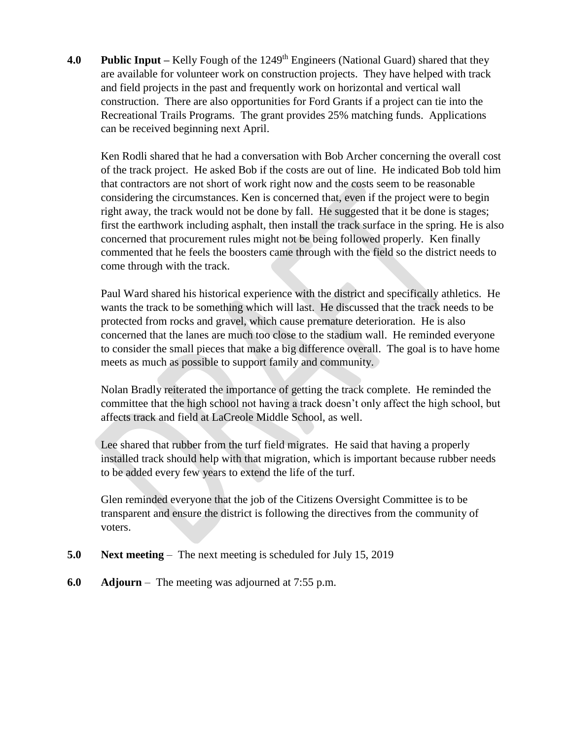**4.0 Public Input –** Kelly Fough of the 1249th Engineers (National Guard) shared that they are available for volunteer work on construction projects. They have helped with track and field projects in the past and frequently work on horizontal and vertical wall construction. There are also opportunities for Ford Grants if a project can tie into the Recreational Trails Programs. The grant provides 25% matching funds. Applications can be received beginning next April.

Ken Rodli shared that he had a conversation with Bob Archer concerning the overall cost of the track project. He asked Bob if the costs are out of line. He indicated Bob told him that contractors are not short of work right now and the costs seem to be reasonable considering the circumstances. Ken is concerned that, even if the project were to begin right away, the track would not be done by fall. He suggested that it be done is stages; first the earthwork including asphalt, then install the track surface in the spring. He is also concerned that procurement rules might not be being followed properly. Ken finally commented that he feels the boosters came through with the field so the district needs to come through with the track.

Paul Ward shared his historical experience with the district and specifically athletics. He wants the track to be something which will last. He discussed that the track needs to be protected from rocks and gravel, which cause premature deterioration. He is also concerned that the lanes are much too close to the stadium wall. He reminded everyone to consider the small pieces that make a big difference overall. The goal is to have home meets as much as possible to support family and community.

Nolan Bradly reiterated the importance of getting the track complete. He reminded the committee that the high school not having a track doesn't only affect the high school, but affects track and field at LaCreole Middle School, as well.

Lee shared that rubber from the turf field migrates. He said that having a properly installed track should help with that migration, which is important because rubber needs to be added every few years to extend the life of the turf.

Glen reminded everyone that the job of the Citizens Oversight Committee is to be transparent and ensure the district is following the directives from the community of voters.

**5.0 Next meeting** – The next meeting is scheduled for July 15, 2019

**6.0 Adjourn** – The meeting was adjourned at 7:55 p.m.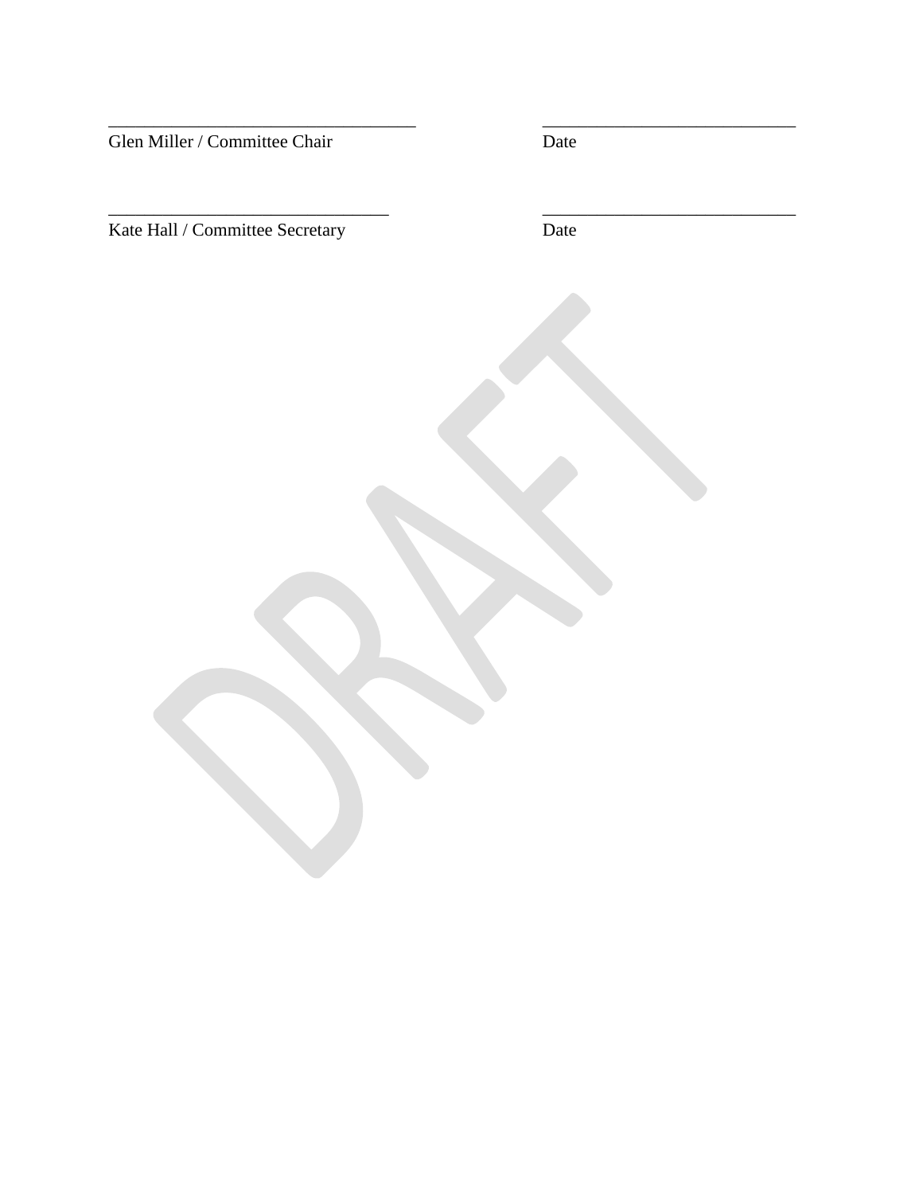\_\_\_\_\_\_\_\_\_\_\_\_\_\_\_\_\_\_\_\_\_\_\_\_\_\_\_\_\_\_\_\_\_\_ \_\_\_\_\_\_\_\_\_\_\_\_\_\_\_\_\_\_\_\_\_\_\_\_\_\_\_\_\_\_

Glen Miller / Committee Chair Date

\_\_\_\_\_\_\_\_\_\_\_\_\_\_\_\_\_\_\_\_\_\_\_\_\_\_\_\_\_\_\_ \_\_\_\_\_\_\_\_\_\_\_\_\_\_\_\_\_\_\_\_\_\_\_\_\_\_\_\_\_\_

Kate Hall / Committee Secretary Date

DRAFT